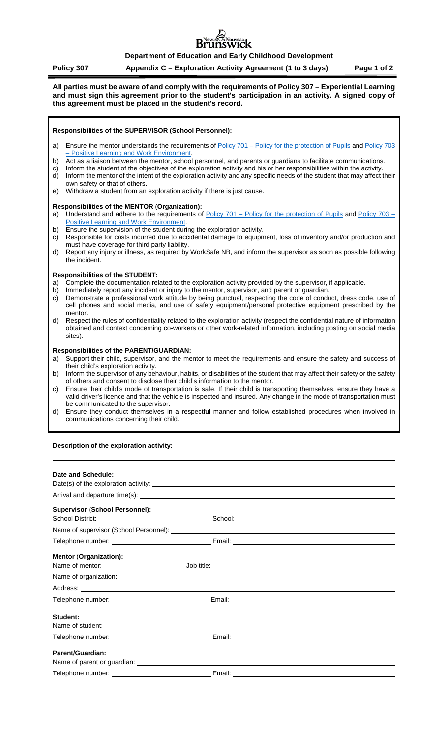**Department of Education and Early Childhood Development**

**Policy 307** **Appendix C – Exploration Activity Agreement (1 to 3 days)**

**All parties must be aware of and comply with the requirements of Policy 307 – Experiential Learning and must sign this agreement prior to the student's participation in an activity. A signed copy of this agreement must be placed in the student's record.**

**Responsibilities of the SUPERVISOR (School Personnel):**

a) Ensure the mentor understands the requirements of Policy 701 – Policy for the protection of Pupils and Policy 703 – Positive Learning and Work Environment.
b) Act as a liaison between the mentor, school personnel, and parents or guardians to facilitate communications.
c) Inform the student of the objectives of the exploration activity and his or her responsibilities within the activity.
d) Inform the mentor of the intent of the exploration activity and any specific needs of the student that may affect their own safety or that of others.
e) Withdraw a student from an exploration activity if there is just cause.

**Responsibilities of the MENTOR (Organization):**

a) Understand and adhere to the requirements of Policy 701 – Policy for the protection of Pupils and Policy 703 – Positive Learning and Work Environment.
b) Ensure the supervision of the student during the exploration activity.
c) Responsible for costs incurred due to accidental damage to equipment, loss of inventory and/or production and must have coverage for third party liability.
d) Report any injury or illness, as required by WorkSafe NB, and inform the supervisor as soon as possible following the incident.

**Responsibilities of the STUDENT:**

a) Complete the documentation related to the exploration activity provided by the supervisor, if applicable.
b) Immediately report any incident or injury to the mentor, supervisor, and parent or guardian.
c) Demonstrate a professional work attitude by being punctual, respecting the code of conduct, dress code, use of cell phones and social media, and use of safety equipment/personal protective equipment prescribed by the mentor.
d) Respect the rules of confidentiality related to the exploration activity (respect the confidential nature of information obtained and context concerning co-workers or other work-related information, including posting on social media sites).

**Responsibilities of the PARENT/GUARDIAN:**

a) Support their child, supervisor, and the mentor to meet the requirements and ensure the safety and success of their child's exploration activity.
b) Inform the supervisor of any behaviour, habits, or disabilities of the student that may affect their safety or the safety of others and consent to disclose their child's information to the mentor.
c) Ensure their child's mode of transportation is safe. If their child is transporting themselves, ensure they have a valid driver's licence and that the vehicle is inspected and insured. Any change in the mode of transportation must be communicated to the supervisor.
d) Ensure they conduct themselves in a respectful manner and follow established procedures when involved in communications concerning their child.

**Description of the exploration activity:** ______________________________

______________________________

**Date and Schedule:**

Date(s) of the exploration activity: ______________________________

Arrival and departure time(s): ______________________________

**Supervisor (School Personnel):**

School District: ______________ School: ______________

Name of supervisor (School Personnel): ______________________________

Telephone number: ______________ Email: ______________

**Mentor (Organization):**

Name of mentor: ______________ Job title: ______________

Name of organization: ______________________________

Address: ______________________________

Telephone number: ______________ Email: ______________

**Student:**

Name of student: ______________________________

Telephone number: ______________ Email: ______________

**Parent/Guardian:**

Name of parent or guardian: ______________________________

Telephone number: ______________ Email: ______________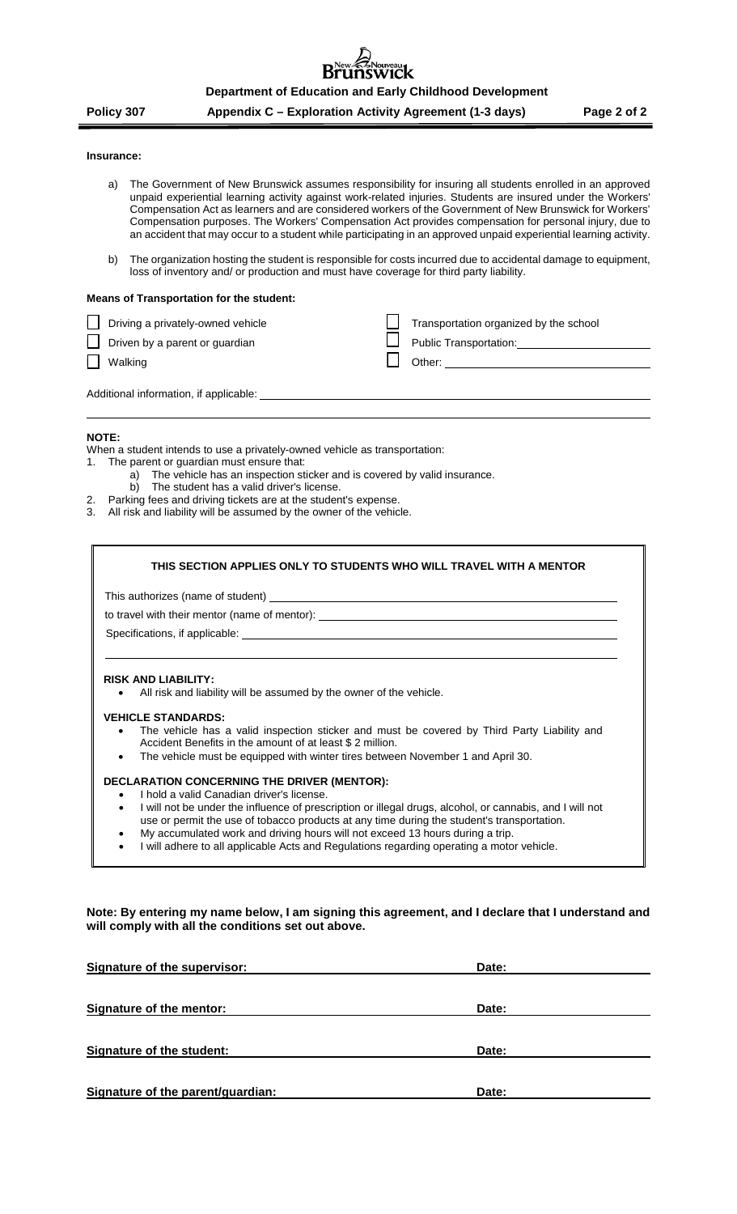**Insurance:**

a) The Government of New Brunswick assumes responsibility for insuring all students enrolled in an approved unpaid experiential learning activity against work-related injuries. Students are insured under the Workers' Compensation Act as learners and are considered workers of the Government of New Brunswick for Workers' Compensation purposes. The Workers' Compensation Act provides compensation for personal injury, due to an accident that may occur to a student while participating in an approved unpaid experiential learning activity.

b) The organization hosting the student is responsible for costs incurred due to accidental damage to equipment, loss of inventory and/ or production and must have coverage for third party liability.

**Means of Transportation for the student:**

- ☐ Driving a privately-owned vehicle
- ☐ Driven by a parent or guardian
- ☐ Walking
- ☐ Transportation organized by the school
- ☐ Public Transportation: ____________________
- ☐ Other: ____________________

Additional information, if applicable: ____________________

**NOTE:**

When a student intends to use a privately-owned vehicle as transportation:

1. The parent or guardian must ensure that:
   a) The vehicle has an inspection sticker and is covered by valid insurance.
   b) The student has a valid driver's license.
2. Parking fees and driving tickets are at the student's expense.
3. All risk and liability will be assumed by the owner of the vehicle.

**THIS SECTION APPLIES ONLY TO STUDENTS WHO WILL TRAVEL WITH A MENTOR**

This authorizes (name of student) ____________________

to travel with their mentor (name of mentor): ____________________

Specifications, if applicable: ____________________

**RISK AND LIABILITY:**

- All risk and liability will be assumed by the owner of the vehicle.

**VEHICLE STANDARDS:**

- The vehicle has a valid inspection sticker and must be covered by Third Party Liability and Accident Benefits in the amount of at least $ 2 million.
- The vehicle must be equipped with winter tires between November 1 and April 30.

**DECLARATION CONCERNING THE DRIVER (MENTOR):**

- I hold a valid Canadian driver's license.
- I will not be under the influence of prescription or illegal drugs, alcohol, or cannabis, and I will not use or permit the use of tobacco products at any time during the student's transportation.
- My accumulated work and driving hours will not exceed 13 hours during a trip.
- I will adhere to all applicable Acts and Regulations regarding operating a motor vehicle.

**Note: By entering my name below, I am signing this agreement, and I declare that I understand and will comply with all the conditions set out above.**

**Signature of the supervisor:** ____________________ **Date:** ____________

**Signature of the mentor:** ____________________ **Date:** ____________

**Signature of the student:** ____________________ **Date:** ____________

**Signature of the parent/guardian:** ____________________ **Date:** ____________